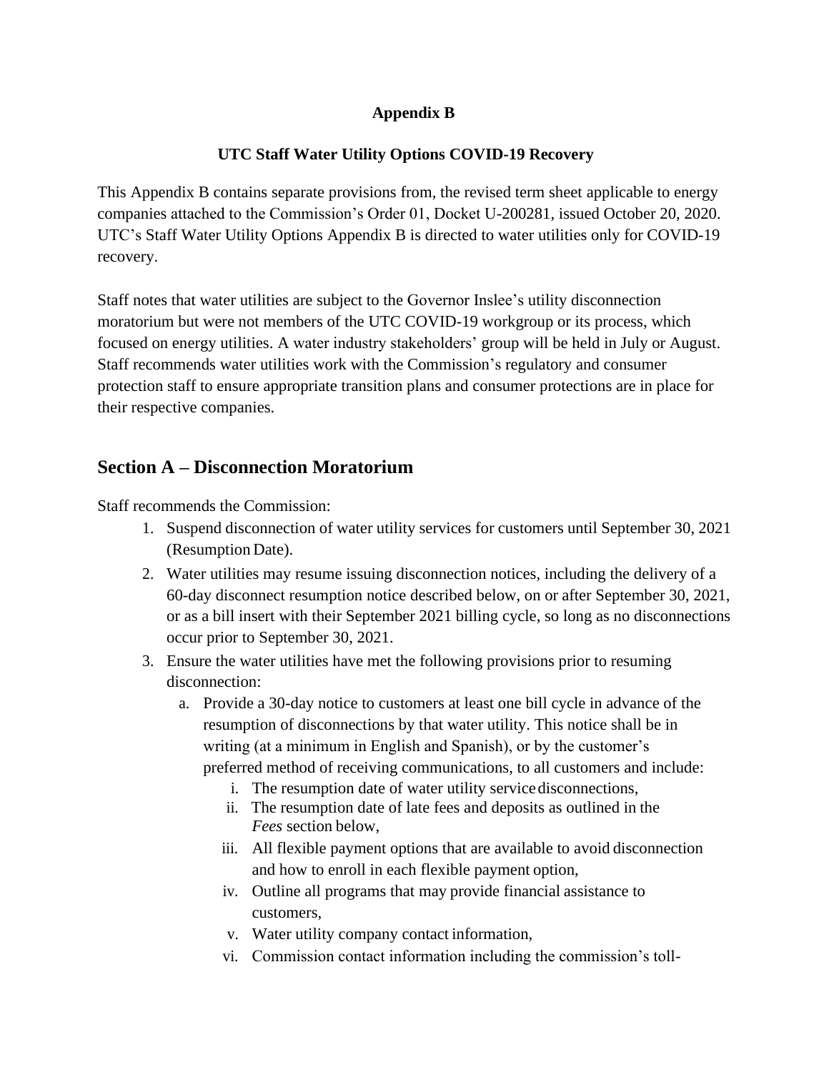**Appendix B**

**UTC Staff Water Utility Options COVID-19 Recovery**

This Appendix B contains separate provisions from, the revised term sheet applicable to energy companies attached to the Commission's Order 01, Docket U-200281, issued October 20, 2020. UTC's Staff Water Utility Options Appendix B is directed to water utilities only for COVID-19 recovery.

Staff notes that water utilities are subject to the Governor Inslee's utility disconnection moratorium but were not members of the UTC COVID-19 workgroup or its process, which focused on energy utilities. A water industry stakeholders' group will be held in July or August. Staff recommends water utilities work with the Commission's regulatory and consumer protection staff to ensure appropriate transition plans and consumer protections are in place for their respective companies.

## Section A – Disconnection Moratorium

Staff recommends the Commission:

1. Suspend disconnection of water utility services for customers until September 30, 2021 (Resumption Date).
2. Water utilities may resume issuing disconnection notices, including the delivery of a 60-day disconnect resumption notice described below, on or after September 30, 2021, or as a bill insert with their September 2021 billing cycle, so long as no disconnections occur prior to September 30, 2021.
3. Ensure the water utilities have met the following provisions prior to resuming disconnection:
   a. Provide a 30-day notice to customers at least one bill cycle in advance of the resumption of disconnections by that water utility. This notice shall be in writing (at a minimum in English and Spanish), or by the customer's preferred method of receiving communications, to all customers and include:
      i. The resumption date of water utility service disconnections,
      ii. The resumption date of late fees and deposits as outlined in the *Fees* section below,
      iii. All flexible payment options that are available to avoid disconnection and how to enroll in each flexible payment option,
      iv. Outline all programs that may provide financial assistance to customers,
      v. Water utility company contact information,
      vi. Commission contact information including the commission's toll-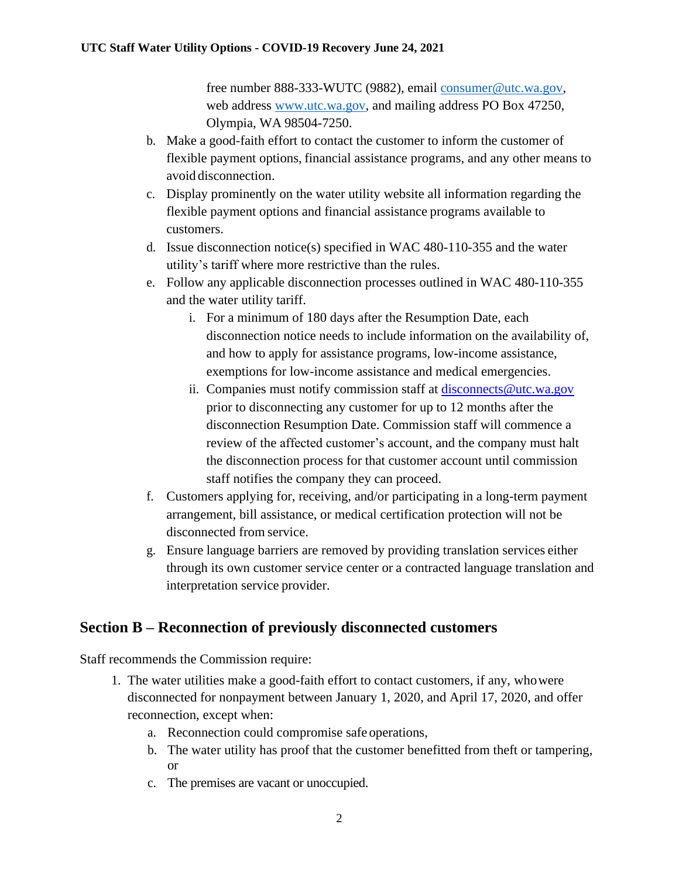free number 888-333-WUTC (9882), email consumer@utc.wa.gov, web address www.utc.wa.gov, and mailing address PO Box 47250, Olympia, WA 98504-7250.

b. Make a good-faith effort to contact the customer to inform the customer of flexible payment options, financial assistance programs, and any other means to avoid disconnection.

c. Display prominently on the water utility website all information regarding the flexible payment options and financial assistance programs available to customers.

d. Issue disconnection notice(s) specified in WAC 480-110-355 and the water utility's tariff where more restrictive than the rules.

e. Follow any applicable disconnection processes outlined in WAC 480-110-355 and the water utility tariff.

   i. For a minimum of 180 days after the Resumption Date, each disconnection notice needs to include information on the availability of, and how to apply for assistance programs, low-income assistance, exemptions for low-income assistance and medical emergencies.

   ii. Companies must notify commission staff at disconnects@utc.wa.gov prior to disconnecting any customer for up to 12 months after the disconnection Resumption Date. Commission staff will commence a review of the affected customer's account, and the company must halt the disconnection process for that customer account until commission staff notifies the company they can proceed.

f. Customers applying for, receiving, and/or participating in a long-term payment arrangement, bill assistance, or medical certification protection will not be disconnected from service.

g. Ensure language barriers are removed by providing translation services either through its own customer service center or a contracted language translation and interpretation service provider.

## Section B – Reconnection of previously disconnected customers

Staff recommends the Commission require:

1. The water utilities make a good-faith effort to contact customers, if any, who were disconnected for nonpayment between January 1, 2020, and April 17, 2020, and offer reconnection, except when:
   a. Reconnection could compromise safe operations,
   b. The water utility has proof that the customer benefitted from theft or tampering, or
   c. The premises are vacant or unoccupied.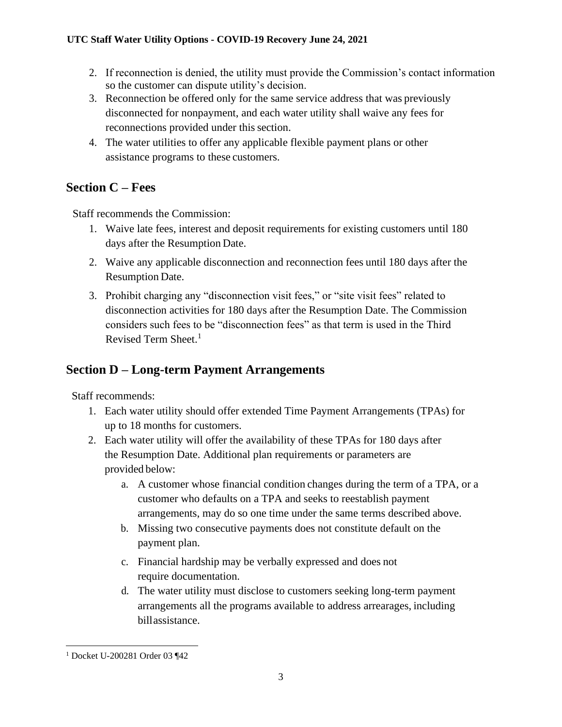2. If reconnection is denied, the utility must provide the Commission's contact information so the customer can dispute utility's decision.
3. Reconnection be offered only for the same service address that was previously disconnected for nonpayment, and each water utility shall waive any fees for reconnections provided under this section.
4. The water utilities to offer any applicable flexible payment plans or other assistance programs to these customers.

## Section C – Fees

Staff recommends the Commission:

1. Waive late fees, interest and deposit requirements for existing customers until 180 days after the Resumption Date.
2. Waive any applicable disconnection and reconnection fees until 180 days after the Resumption Date.
3. Prohibit charging any "disconnection visit fees," or "site visit fees" related to disconnection activities for 180 days after the Resumption Date. The Commission considers such fees to be "disconnection fees" as that term is used in the Third Revised Term Sheet.[1]

## Section D – Long-term Payment Arrangements

Staff recommends:

1. Each water utility should offer extended Time Payment Arrangements (TPAs) for up to 18 months for customers.
2. Each water utility will offer the availability of these TPAs for 180 days after the Resumption Date. Additional plan requirements or parameters are provided below:
   a. A customer whose financial condition changes during the term of a TPA, or a customer who defaults on a TPA and seeks to reestablish payment arrangements, may do so one time under the same terms described above.
   b. Missing two consecutive payments does not constitute default on the payment plan.
   c. Financial hardship may be verbally expressed and does not require documentation.
   d. The water utility must disclose to customers seeking long-term payment arrangements all the programs available to address arrearages, including bill assistance.

---

[1] Docket U-200281 Order 03 ¶42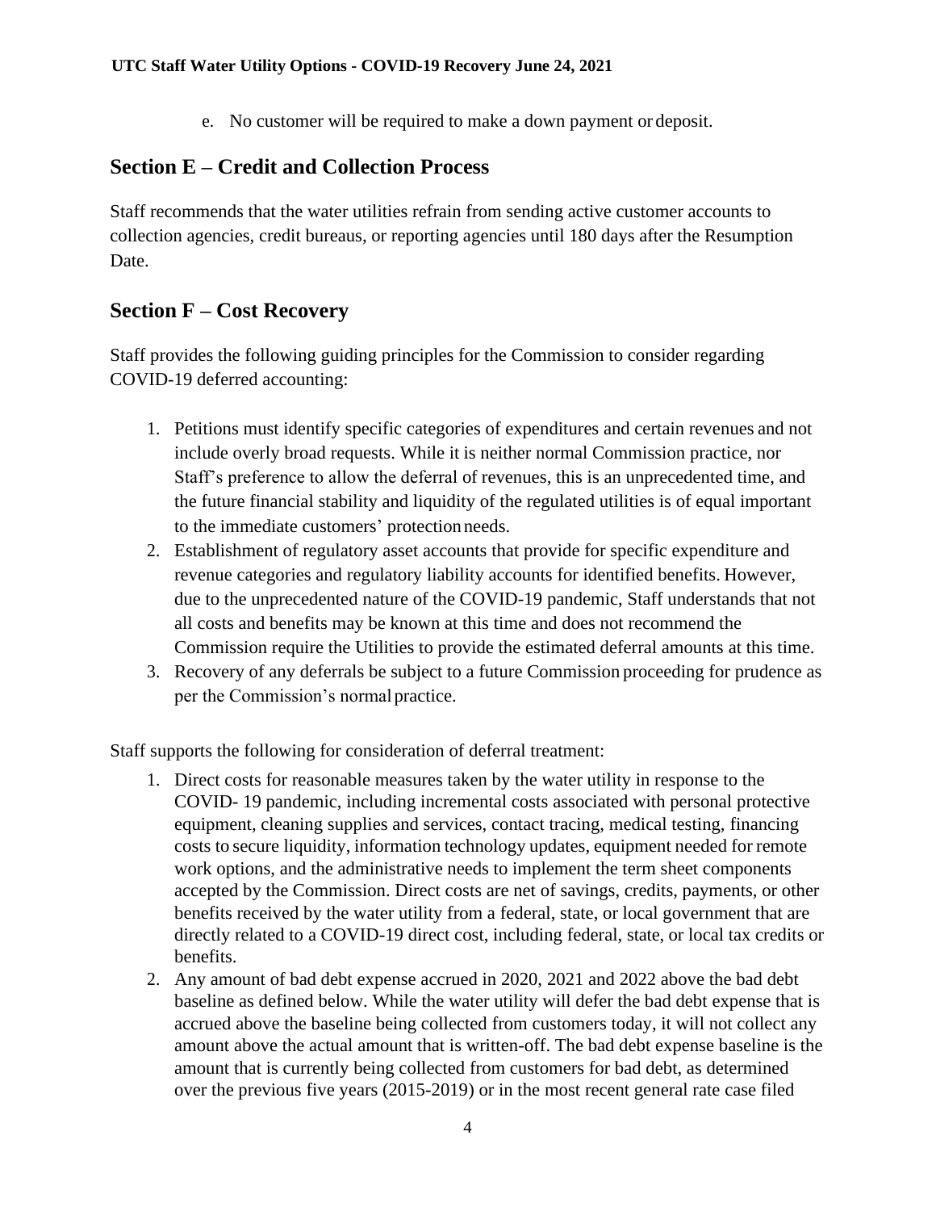e. No customer will be required to make a down payment or deposit.

## Section E – Credit and Collection Process

Staff recommends that the water utilities refrain from sending active customer accounts to collection agencies, credit bureaus, or reporting agencies until 180 days after the Resumption Date.

## Section F – Cost Recovery

Staff provides the following guiding principles for the Commission to consider regarding COVID-19 deferred accounting:

1. Petitions must identify specific categories of expenditures and certain revenues and not include overly broad requests. While it is neither normal Commission practice, nor Staff's preference to allow the deferral of revenues, this is an unprecedented time, and the future financial stability and liquidity of the regulated utilities is of equal important to the immediate customers' protection needs.
2. Establishment of regulatory asset accounts that provide for specific expenditure and revenue categories and regulatory liability accounts for identified benefits. However, due to the unprecedented nature of the COVID-19 pandemic, Staff understands that not all costs and benefits may be known at this time and does not recommend the Commission require the Utilities to provide the estimated deferral amounts at this time.
3. Recovery of any deferrals be subject to a future Commission proceeding for prudence as per the Commission's normal practice.

Staff supports the following for consideration of deferral treatment:

1. Direct costs for reasonable measures taken by the water utility in response to the COVID- 19 pandemic, including incremental costs associated with personal protective equipment, cleaning supplies and services, contact tracing, medical testing, financing costs to secure liquidity, information technology updates, equipment needed for remote work options, and the administrative needs to implement the term sheet components accepted by the Commission. Direct costs are net of savings, credits, payments, or other benefits received by the water utility from a federal, state, or local government that are directly related to a COVID-19 direct cost, including federal, state, or local tax credits or benefits.
2. Any amount of bad debt expense accrued in 2020, 2021 and 2022 above the bad debt baseline as defined below. While the water utility will defer the bad debt expense that is accrued above the baseline being collected from customers today, it will not collect any amount above the actual amount that is written-off. The bad debt expense baseline is the amount that is currently being collected from customers for bad debt, as determined over the previous five years (2015-2019) or in the most recent general rate case filed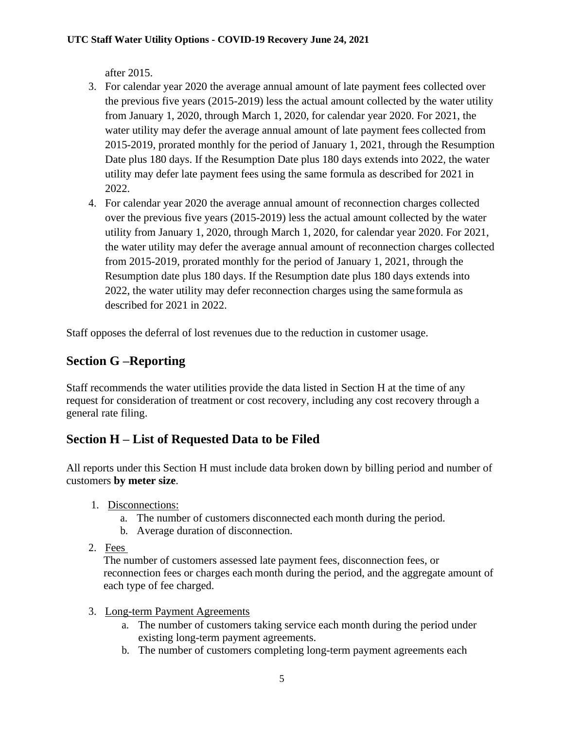after 2015.

3. For calendar year 2020 the average annual amount of late payment fees collected over the previous five years (2015-2019) less the actual amount collected by the water utility from January 1, 2020, through March 1, 2020, for calendar year 2020. For 2021, the water utility may defer the average annual amount of late payment fees collected from 2015-2019, prorated monthly for the period of January 1, 2021, through the Resumption Date plus 180 days. If the Resumption Date plus 180 days extends into 2022, the water utility may defer late payment fees using the same formula as described for 2021 in 2022.
4. For calendar year 2020 the average annual amount of reconnection charges collected over the previous five years (2015-2019) less the actual amount collected by the water utility from January 1, 2020, through March 1, 2020, for calendar year 2020. For 2021, the water utility may defer the average annual amount of reconnection charges collected from 2015-2019, prorated monthly for the period of January 1, 2021, through the Resumption date plus 180 days. If the Resumption date plus 180 days extends into 2022, the water utility may defer reconnection charges using the same formula as described for 2021 in 2022.

Staff opposes the deferral of lost revenues due to the reduction in customer usage.

## Section G –Reporting

Staff recommends the water utilities provide the data listed in Section H at the time of any request for consideration of treatment or cost recovery, including any cost recovery through a general rate filing.

## Section H – List of Requested Data to be Filed

All reports under this Section H must include data broken down by billing period and number of customers **by meter size**.

1. Disconnections:
   a. The number of customers disconnected each month during the period.
   b. Average duration of disconnection.
2. Fees
   The number of customers assessed late payment fees, disconnection fees, or reconnection fees or charges each month during the period, and the aggregate amount of each type of fee charged.
3. Long-term Payment Agreements
   a. The number of customers taking service each month during the period under existing long-term payment agreements.
   b. The number of customers completing long-term payment agreements each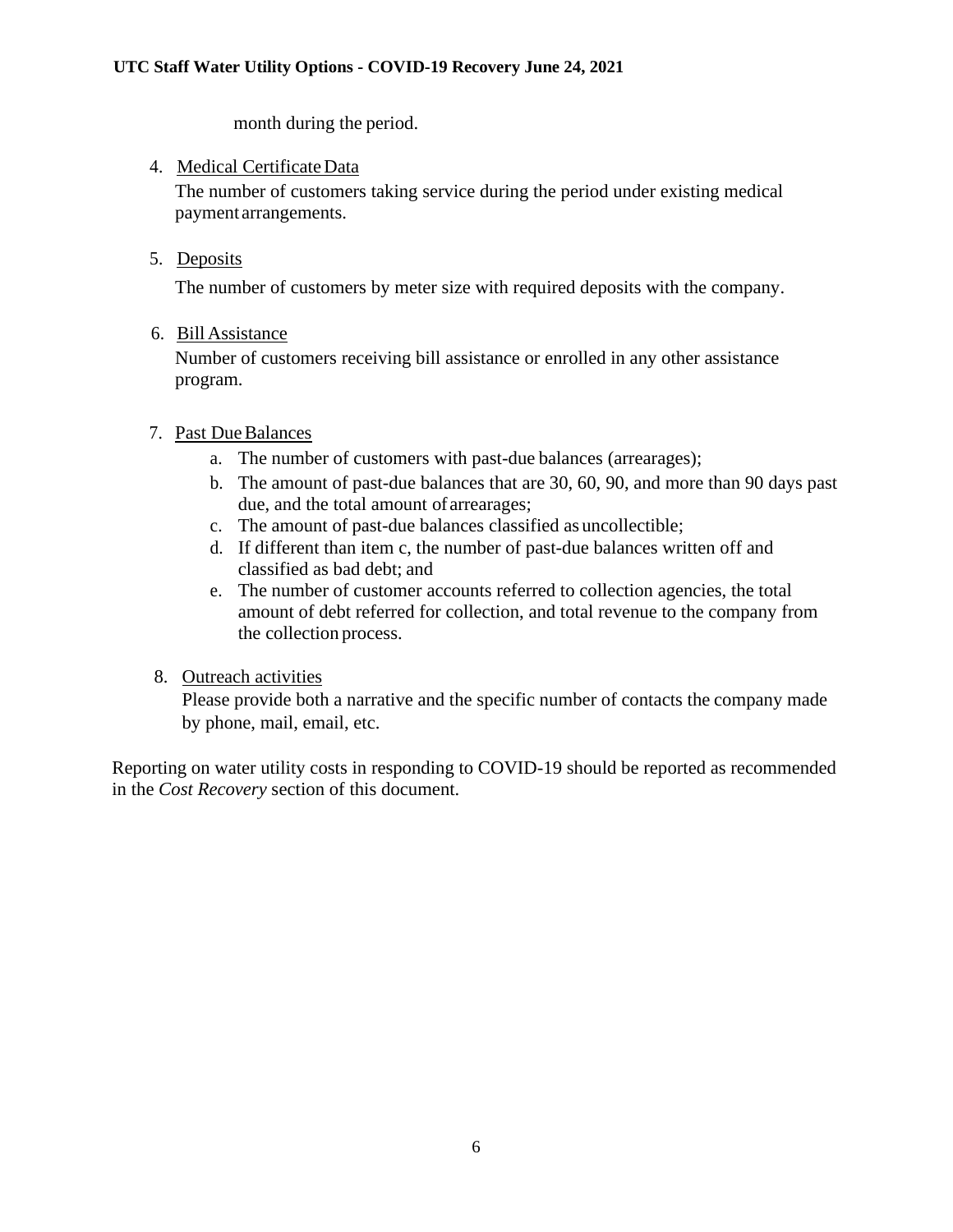month during the period.

4. Medical Certificate Data

   The number of customers taking service during the period under existing medical payment arrangements.

5. Deposits

   The number of customers by meter size with required deposits with the company.

6. Bill Assistance

   Number of customers receiving bill assistance or enrolled in any other assistance program.

7. Past Due Balances

   a. The number of customers with past-due balances (arrearages);
   b. The amount of past-due balances that are 30, 60, 90, and more than 90 days past due, and the total amount of arrearages;
   c. The amount of past-due balances classified as uncollectible;
   d. If different than item c, the number of past-due balances written off and classified as bad debt; and
   e. The number of customer accounts referred to collection agencies, the total amount of debt referred for collection, and total revenue to the company from the collection process.

8. Outreach activities

   Please provide both a narrative and the specific number of contacts the company made by phone, mail, email, etc.

Reporting on water utility costs in responding to COVID-19 should be reported as recommended in the *Cost Recovery* section of this document.